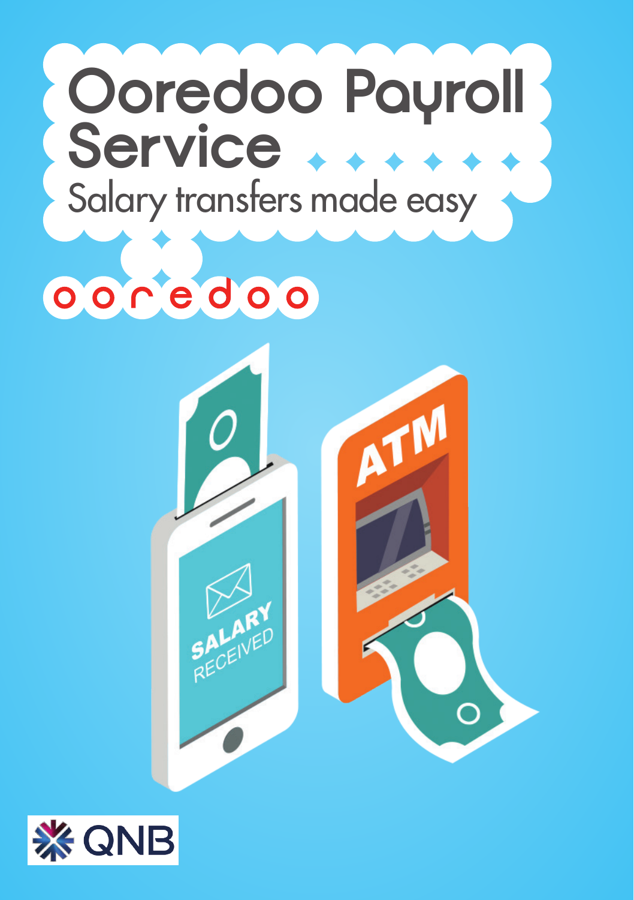# Ooredoo Payroll Service

Salary transfers made easy

ooredoo

QNB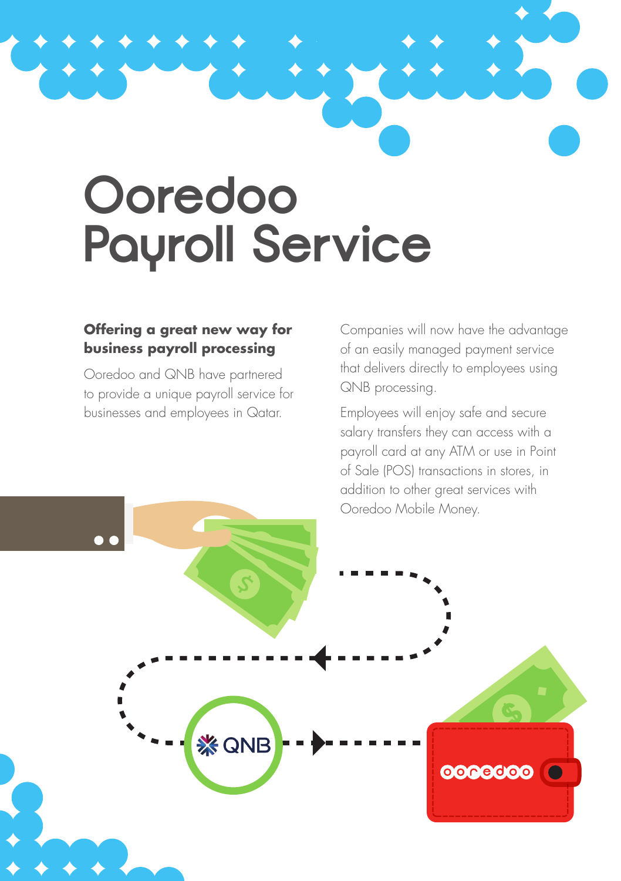# Ooredoo Payroll Service

**Offering a great new way for business payroll processing**

Ooredoo and QNB have partnered to provide a unique payroll service for businesses and employees in Qatar.

Companies will now have the advantage of an easily managed payment service that delivers directly to employees using QNB processing.

Employees will enjoy safe and secure salary transfers they can access with a payroll card at any ATM or use in Point of Sale (POS) transactions in stores, in addition to other great services with Ooredoo Mobile Money.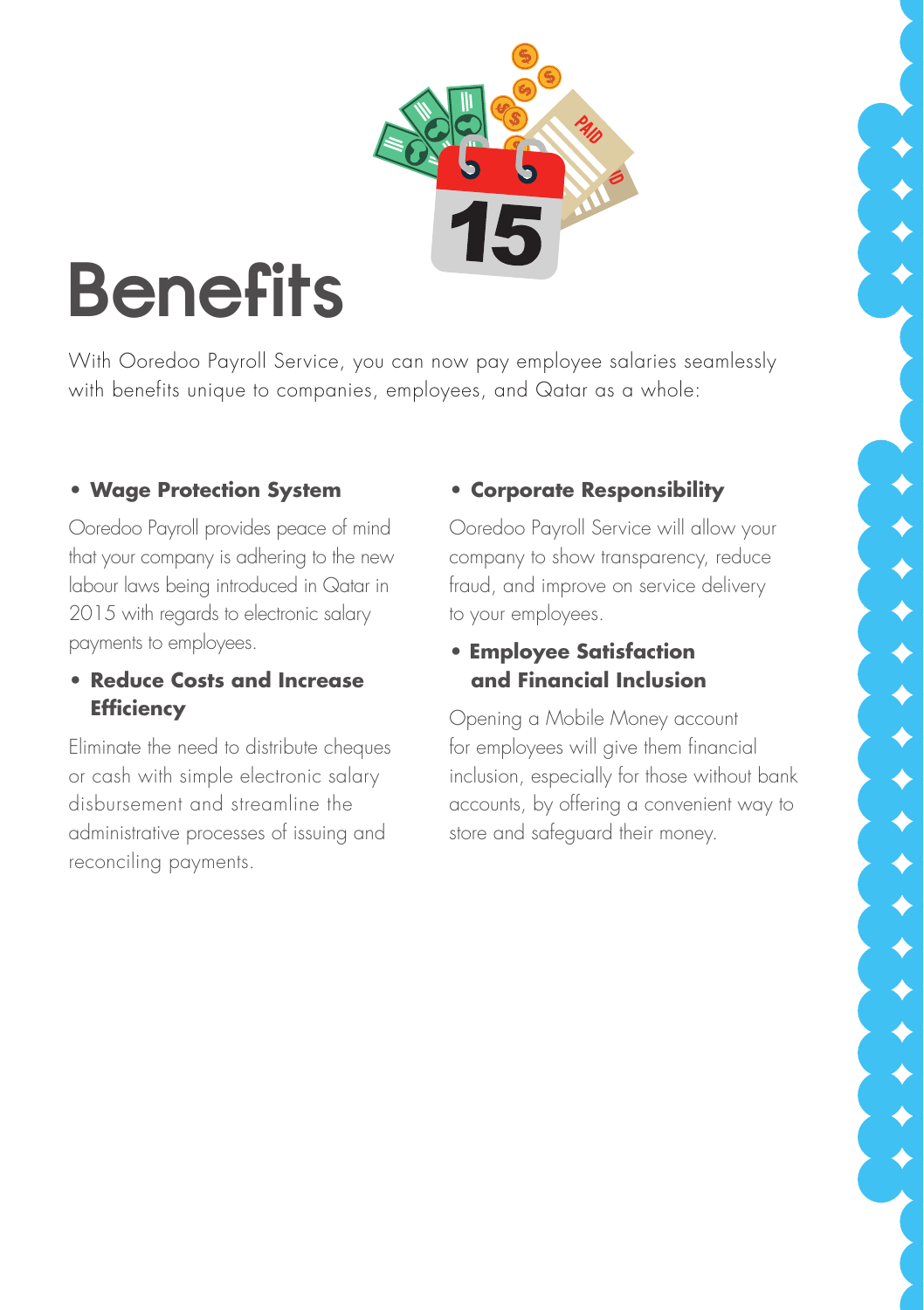# Benefits

With Ooredoo Payroll Service, you can now pay employee salaries seamlessly with benefits unique to companies, employees, and Qatar as a whole:

- **Wage Protection System**

Ooredoo Payroll provides peace of mind that your company is adhering to the new labour laws being introduced in Qatar in 2015 with regards to electronic salary payments to employees.

- **Reduce Costs and Increase Efficiency**

Eliminate the need to distribute cheques or cash with simple electronic salary disbursement and streamline the administrative processes of issuing and reconciling payments.

- **Corporate Responsibility**

Ooredoo Payroll Service will allow your company to show transparency, reduce fraud, and improve on service delivery to your employees.

- **Employee Satisfaction and Financial Inclusion**

Opening a Mobile Money account for employees will give them financial inclusion, especially for those without bank accounts, by offering a convenient way to store and safeguard their money.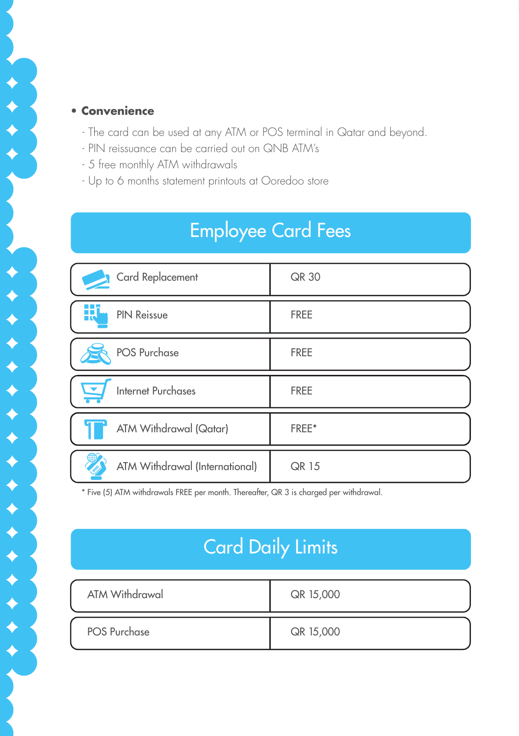- **Convenience**
  - The card can be used at any ATM or POS terminal in Qatar and beyond.
  - PIN reissuance can be carried out on QNB ATM's
  - 5 free monthly ATM withdrawals
  - Up to 6 months statement printouts at Ooredoo store

## Employee Card Fees

| | |
|---|---|
| Card Replacement | QR 30 |
| PIN Reissue | FREE |
| POS Purchase | FREE |
| Internet Purchases | FREE |
| ATM Withdrawal (Qatar) | FREE* |
| ATM Withdrawal (International) | QR 15 |

\* Five (5) ATM withdrawals FREE per month. Thereafter, QR 3 is charged per withdrawal.

## Card Daily Limits

| | |
|---|---|
| ATM Withdrawal | QR 15,000 |
| POS Purchase | QR 15,000 |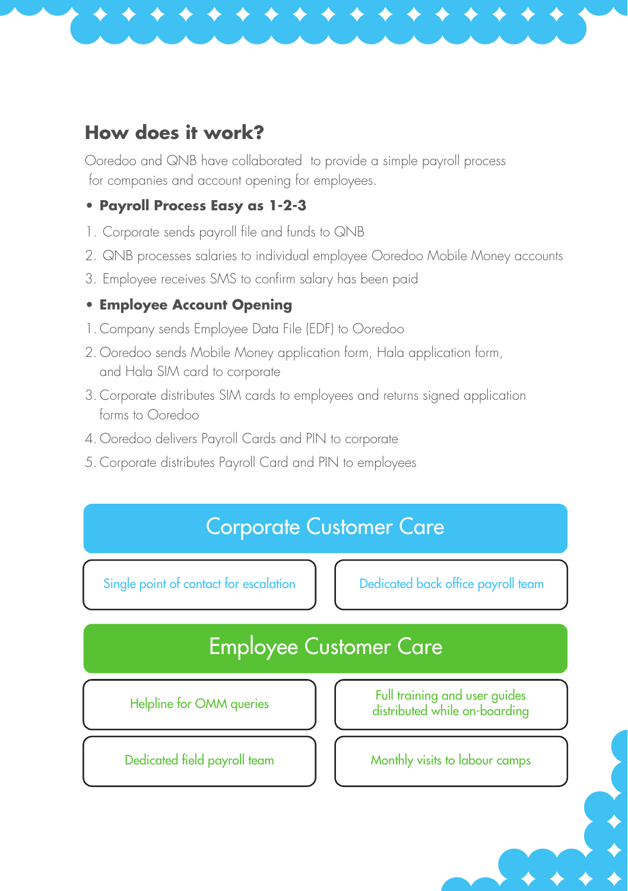## How does it work?

Ooredoo and QNB have collaborated to provide a simple payroll process for companies and account opening for employees.

- **Payroll Process Easy as 1-2-3**

1. Corporate sends payroll file and funds to QNB
2. QNB processes salaries to individual employee Ooredoo Mobile Money accounts
3. Employee receives SMS to confirm salary has been paid

- **Employee Account Opening**

1. Company sends Employee Data File (EDF) to Ooredoo
2. Ooredoo sends Mobile Money application form, Hala application form, and Hala SIM card to corporate
3. Corporate distributes SIM cards to employees and returns signed application forms to Ooredoo
4. Ooredoo delivers Payroll Cards and PIN to corporate
5. Corporate distributes Payroll Card and PIN to employees

### Corporate Customer Care

- Single point of contact for escalation
- Dedicated back office payroll team

### Employee Customer Care

- Helpline for OMM queries
- Full training and user guides distributed while on-boarding
- Dedicated field payroll team
- Monthly visits to labour camps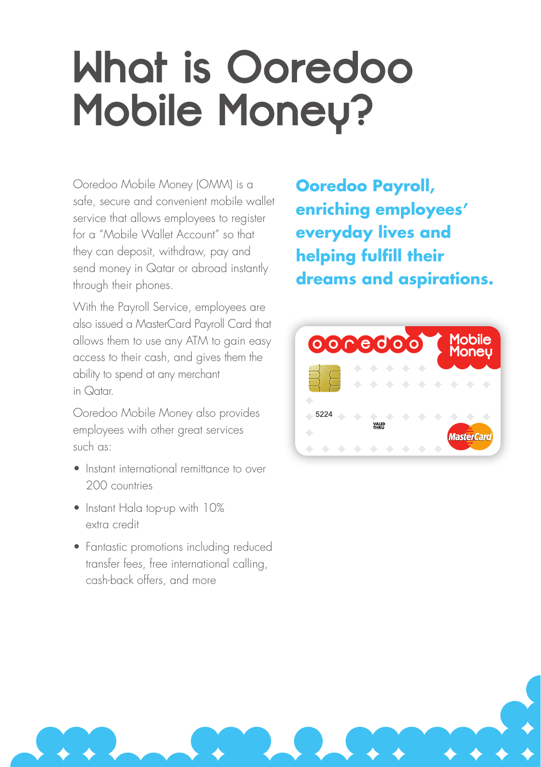# What is Ooredoo Mobile Money?

Ooredoo Mobile Money (OMM) is a safe, secure and convenient mobile wallet service that allows employees to register for a "Mobile Wallet Account" so that they can deposit, withdraw, pay and send money in Qatar or abroad instantly through their phones.

With the Payroll Service, employees are also issued a MasterCard Payroll Card that allows them to use any ATM to gain easy access to their cash, and gives them the ability to spend at any merchant in Qatar.

Ooredoo Mobile Money also provides employees with other great services such as:

- Instant international remittance to over 200 countries
- Instant Hala top-up with 10% extra credit
- Fantastic promotions including reduced transfer fees, free international calling, cash-back offers, and more

**Ooredoo Payroll, enriching employees' everyday lives and helping fulfill their dreams and aspirations.**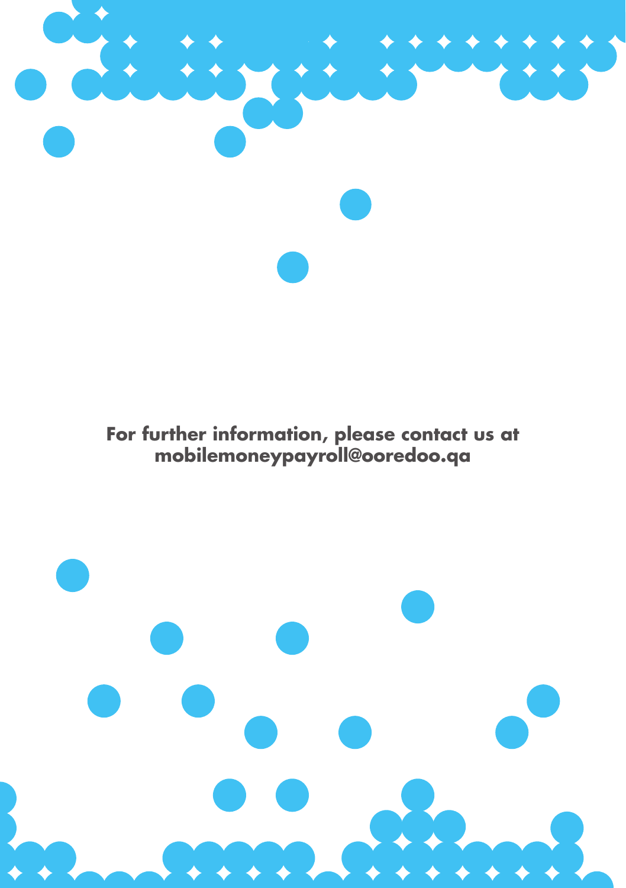**For further information, please contact us at mobilemoneypayroll@ooredoo.qa**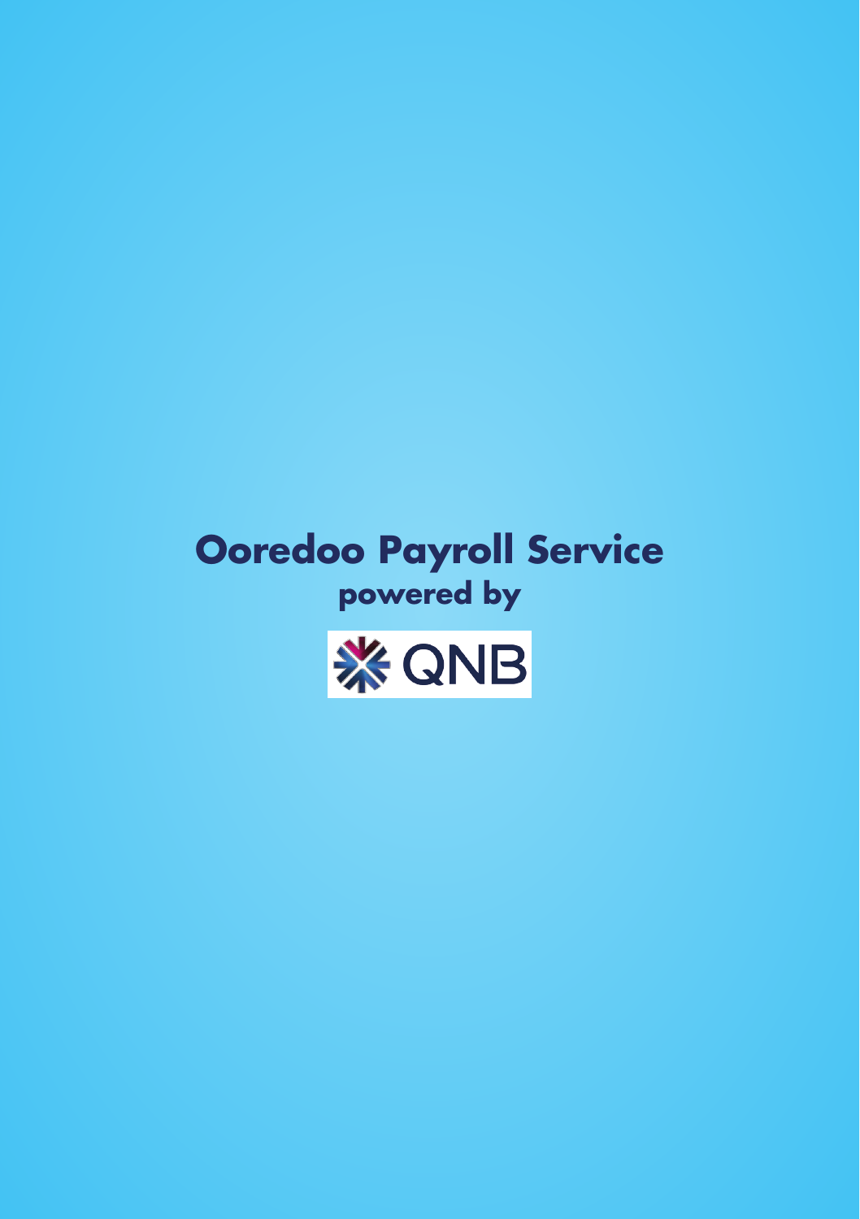# Ooredoo Payroll Service

**powered by**

QNB